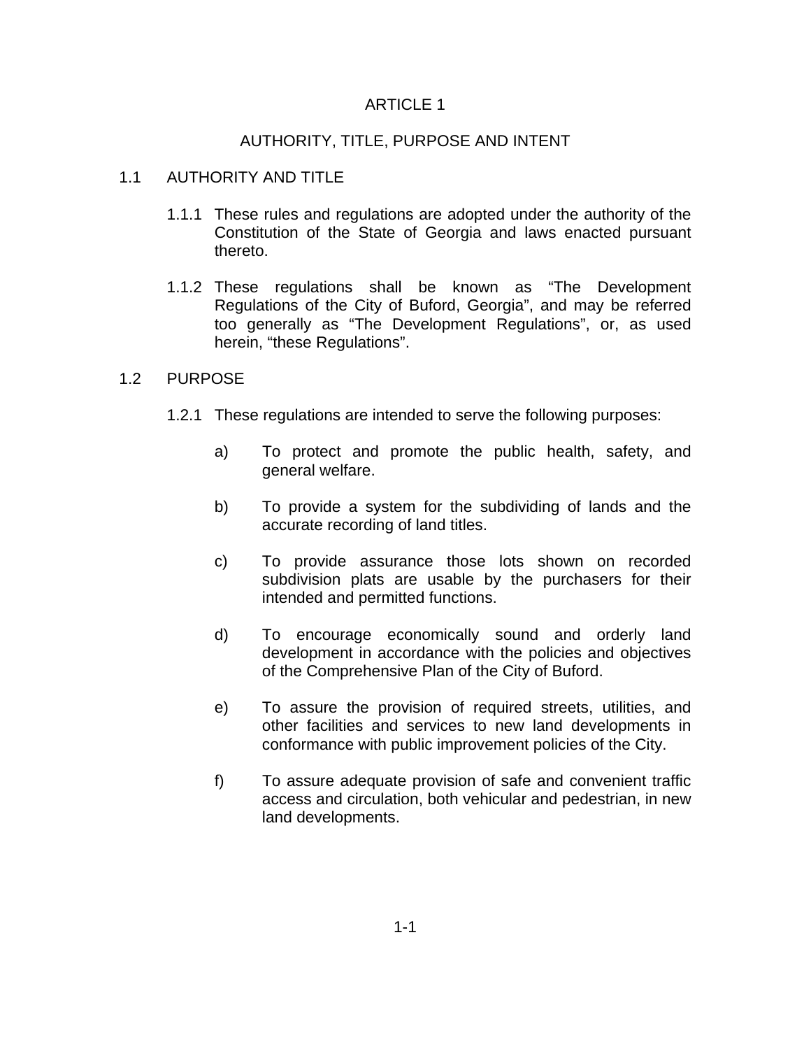# ARTICLE 1

## AUTHORITY, TITLE, PURPOSE AND INTENT

### 1.1 AUTHORITY AND TITLE

1.1.1 These rules and regulations are adopted under the authority of the Constitution of the State of Georgia and laws enacted pursuant thereto.

1.1.2 These regulations shall be known as “The Development Regulations of the City of Buford, Georgia”, and may be referred too generally as “The Development Regulations”, or, as used herein, “these Regulations”.

### 1.2 PURPOSE

1.2.1 These regulations are intended to serve the following purposes:

a) To protect and promote the public health, safety, and general welfare.

b) To provide a system for the subdividing of lands and the accurate recording of land titles.

c) To provide assurance those lots shown on recorded subdivision plats are usable by the purchasers for their intended and permitted functions.

d) To encourage economically sound and orderly land development in accordance with the policies and objectives of the Comprehensive Plan of the City of Buford.

e) To assure the provision of required streets, utilities, and other facilities and services to new land developments in conformance with public improvement policies of the City.

f) To assure adequate provision of safe and convenient traffic access and circulation, both vehicular and pedestrian, in new land developments.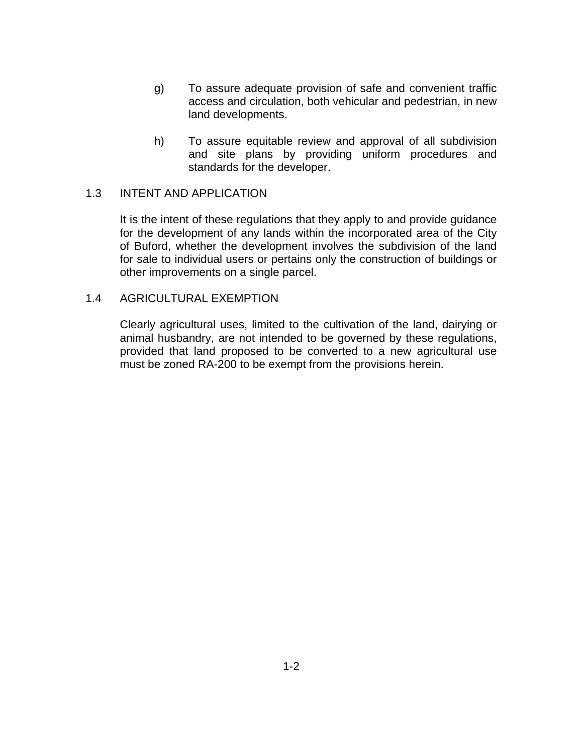g) To assure adequate provision of safe and convenient traffic access and circulation, both vehicular and pedestrian, in new land developments.

h) To assure equitable review and approval of all subdivision and site plans by providing uniform procedures and standards for the developer.

## 1.3 INTENT AND APPLICATION

It is the intent of these regulations that they apply to and provide guidance for the development of any lands within the incorporated area of the City of Buford, whether the development involves the subdivision of the land for sale to individual users or pertains only the construction of buildings or other improvements on a single parcel.

## 1.4 AGRICULTURAL EXEMPTION

Clearly agricultural uses, limited to the cultivation of the land, dairying or animal husbandry, are not intended to be governed by these regulations, provided that land proposed to be converted to a new agricultural use must be zoned RA-200 to be exempt from the provisions herein.